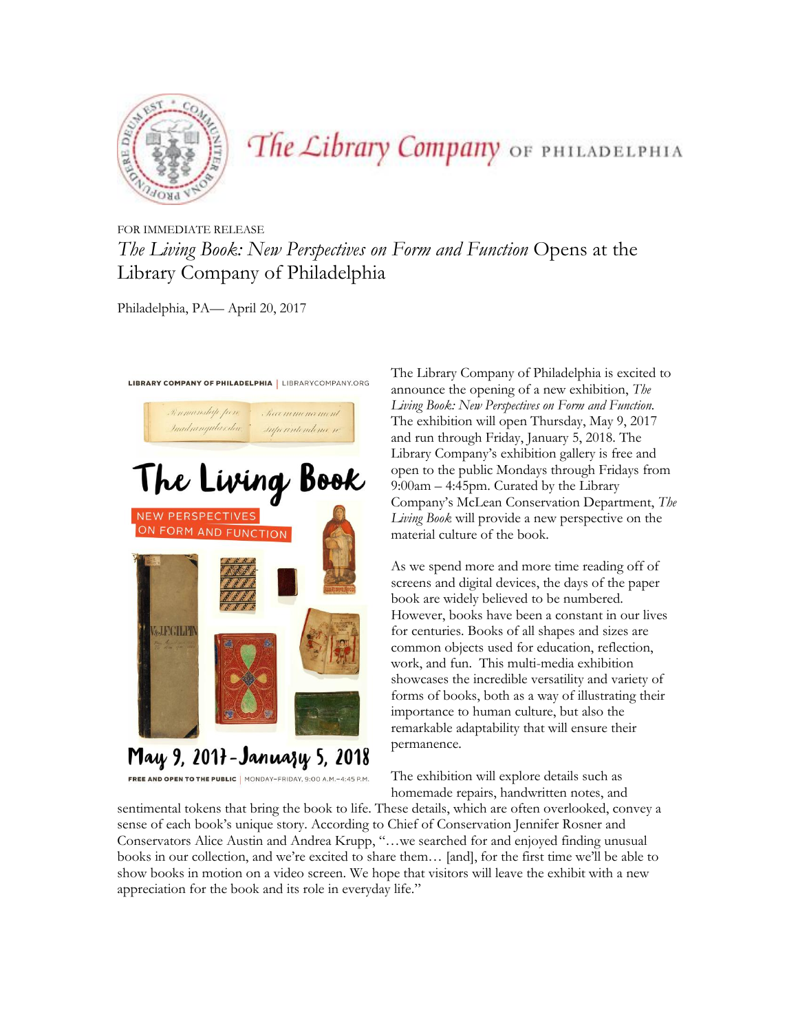The Library Company OF PHILADELPHIA

FOR IMMEDIATE RELEASE

# *The Living Book: New Perspectives on Form and Function* Opens at the Library Company of Philadelphia

Philadelphia, PA— April 20, 2017

LIBRARY COMPANY OF PHILADELPHIA | LIBRARYCOMPANY.ORG

The Living Book

NEW PERSPECTIVES ON FORM AND FUNCTION

May 9, 2017 - January 5, 2018

FREE AND OPEN TO THE PUBLIC | MONDAY–FRIDAY, 9:00 A.M.–4:45 P.M.

The Library Company of Philadelphia is excited to announce the opening of a new exhibition, *The Living Book: New Perspectives on Form and Function.* The exhibition will open Thursday, May 9, 2017 and run through Friday, January 5, 2018. The Library Company's exhibition gallery is free and open to the public Mondays through Fridays from 9:00am – 4:45pm. Curated by the Library Company's McLean Conservation Department, *The Living Book* will provide a new perspective on the material culture of the book.

As we spend more and more time reading off of screens and digital devices, the days of the paper book are widely believed to be numbered. However, books have been a constant in our lives for centuries. Books of all shapes and sizes are common objects used for education, reflection, work, and fun. This multi-media exhibition showcases the incredible versatility and variety of forms of books, both as a way of illustrating their importance to human culture, but also the remarkable adaptability that will ensure their permanence.

The exhibition will explore details such as homemade repairs, handwritten notes, and sentimental tokens that bring the book to life. These details, which are often overlooked, convey a sense of each book's unique story. According to Chief of Conservation Jennifer Rosner and Conservators Alice Austin and Andrea Krupp, "…we searched for and enjoyed finding unusual books in our collection, and we're excited to share them… [and], for the first time we'll be able to show books in motion on a video screen. We hope that visitors will leave the exhibit with a new appreciation for the book and its role in everyday life."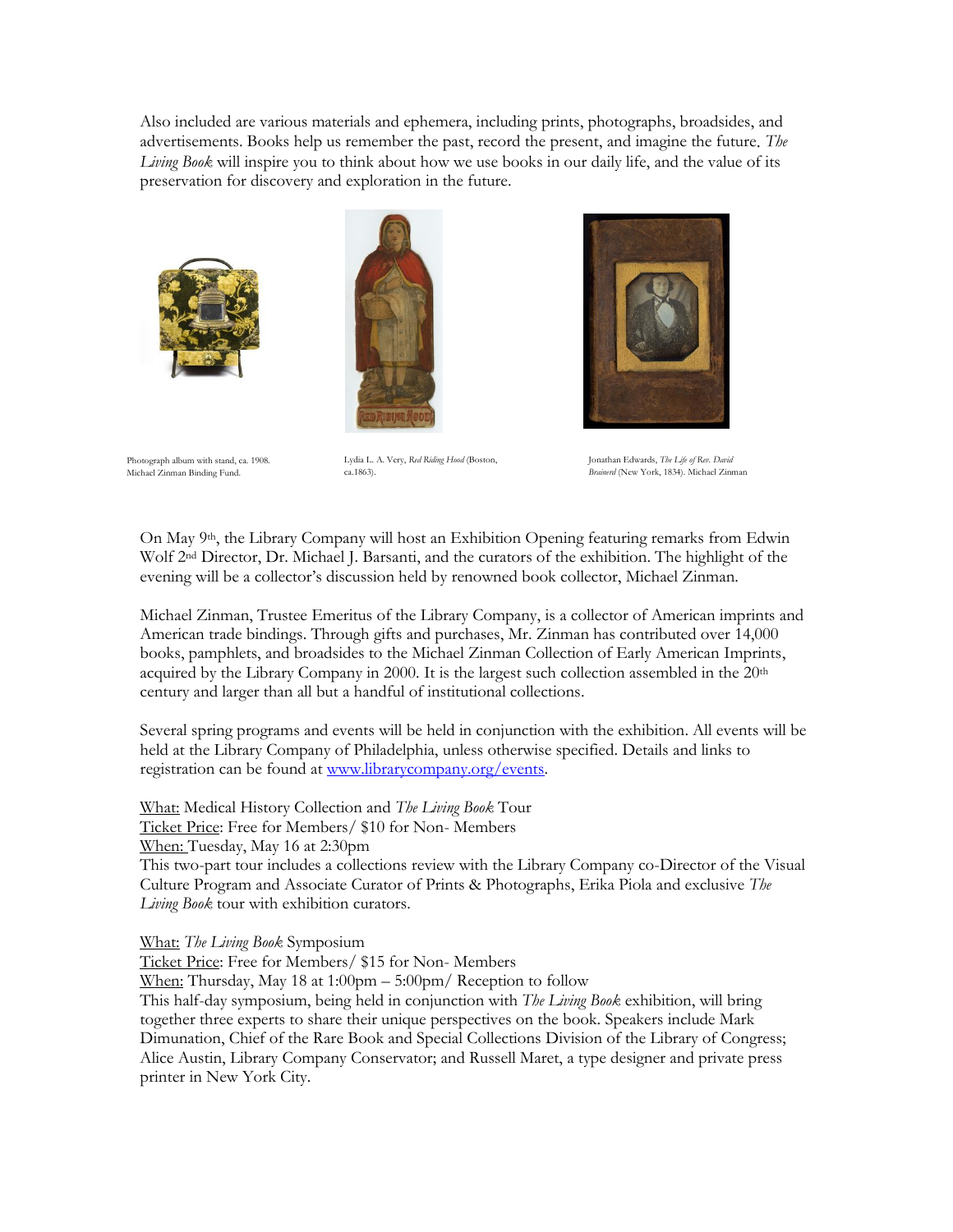Also included are various materials and ephemera, including prints, photographs, broadsides, and advertisements. Books help us remember the past, record the present, and imagine the future. *The Living Book* will inspire you to think about how we use books in our daily life, and the value of its preservation for discovery and exploration in the future.

Photograph album with stand, ca. 1908. Michael Zinman Binding Fund.

Lydia L. A. Very, *Red Riding Hood* (Boston, ca.1863).

Jonathan Edwards, *The Life of Rev. David Brainerd* (New York, 1834). Michael Zinman

On May 9th, the Library Company will host an Exhibition Opening featuring remarks from Edwin Wolf 2nd Director, Dr. Michael J. Barsanti, and the curators of the exhibition. The highlight of the evening will be a collector's discussion held by renowned book collector, Michael Zinman.

Michael Zinman, Trustee Emeritus of the Library Company, is a collector of American imprints and American trade bindings. Through gifts and purchases, Mr. Zinman has contributed over 14,000 books, pamphlets, and broadsides to the Michael Zinman Collection of Early American Imprints, acquired by the Library Company in 2000. It is the largest such collection assembled in the 20th century and larger than all but a handful of institutional collections.

Several spring programs and events will be held in conjunction with the exhibition. All events will be held at the Library Company of Philadelphia, unless otherwise specified. Details and links to registration can be found at [www.librarycompany.org/events](http://www.librarycompany.org/events).

What: Medical History Collection and *The Living Book* Tour
Ticket Price: Free for Members/ $10 for Non- Members
When: Tuesday, May 16 at 2:30pm
This two-part tour includes a collections review with the Library Company co-Director of the Visual Culture Program and Associate Curator of Prints & Photographs, Erika Piola and exclusive *The Living Book* tour with exhibition curators.

What: *The Living Book* Symposium
Ticket Price: Free for Members/ $15 for Non- Members
When: Thursday, May 18 at 1:00pm – 5:00pm/ Reception to follow
This half-day symposium, being held in conjunction with *The Living Book* exhibition, will bring together three experts to share their unique perspectives on the book. Speakers include Mark Dimunation, Chief of the Rare Book and Special Collections Division of the Library of Congress; Alice Austin, Library Company Conservator; and Russell Maret, a type designer and private press printer in New York City.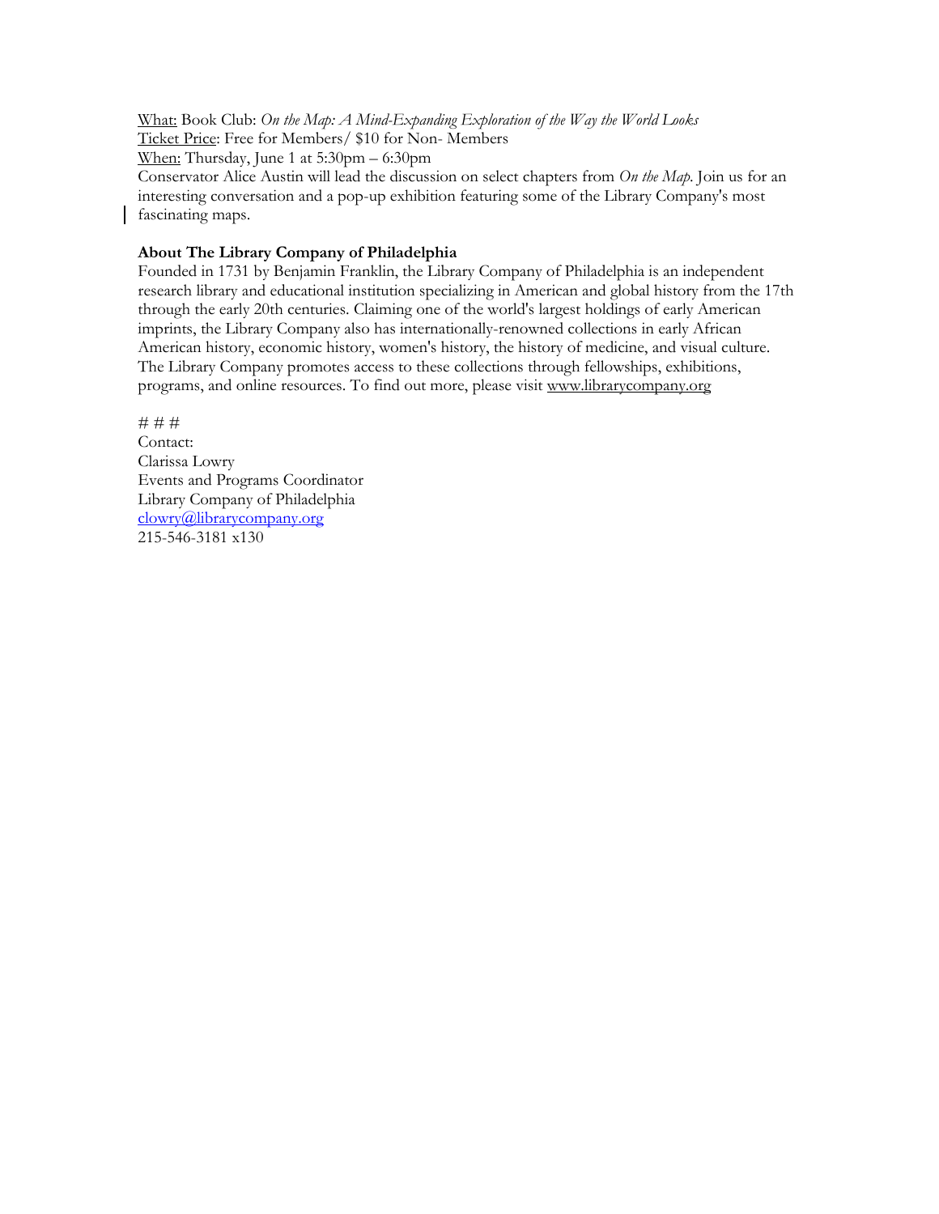What: Book Club: *On the Map: A Mind-Expanding Exploration of the Way the World Looks*
Ticket Price: Free for Members/ $10 for Non- Members
When: Thursday, June 1 at 5:30pm – 6:30pm
Conservator Alice Austin will lead the discussion on select chapters from *On the Map*. Join us for an interesting conversation and a pop-up exhibition featuring some of the Library Company's most fascinating maps.

**About The Library Company of Philadelphia**
Founded in 1731 by Benjamin Franklin, the Library Company of Philadelphia is an independent research library and educational institution specializing in American and global history from the 17th through the early 20th centuries. Claiming one of the world's largest holdings of early American imprints, the Library Company also has internationally-renowned collections in early African American history, economic history, women's history, the history of medicine, and visual culture. The Library Company promotes access to these collections through fellowships, exhibitions, programs, and online resources. To find out more, please visit www.librarycompany.org

# # #
Contact:
Clarissa Lowry
Events and Programs Coordinator
Library Company of Philadelphia
clowry@librarycompany.org
215-546-3181 x130